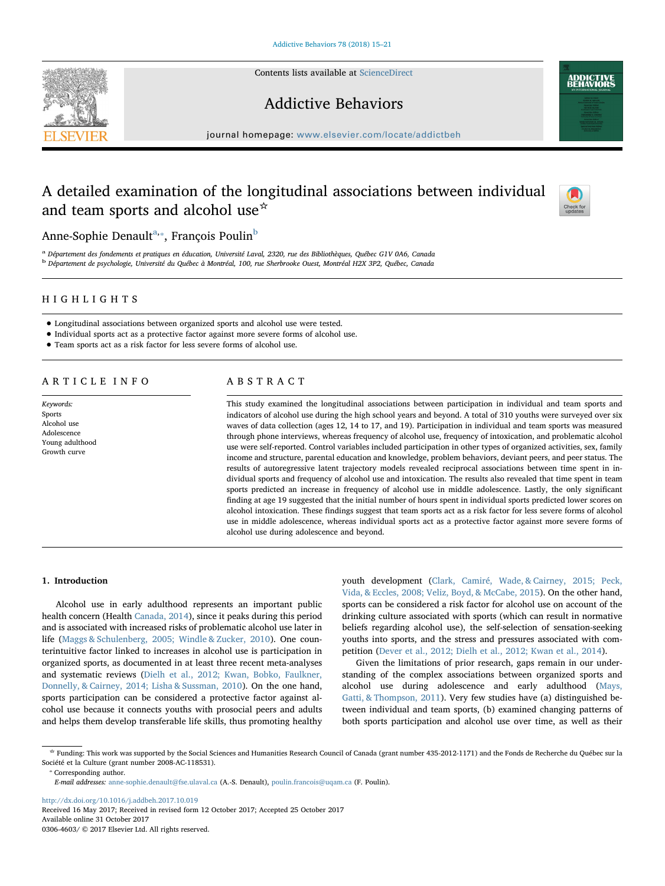# A detailed examination of the longitudinal associations between individual and team sports and alcohol use☆

Anne-Sophie Denault[a,*], François Poulin[b]

[a] Département des fondements et pratiques en éducation, Université Laval, 2320, rue des Bibliothèques, Québec G1V 0A6, Canada
[b] Département de psychologie, Université du Québec à Montréal, 100, rue Sherbrooke Ouest, Montréal H2X 3P2, Québec, Canada

## HIGHLIGHTS

- Longitudinal associations between organized sports and alcohol use were tested.
- Individual sports act as a protective factor against more severe forms of alcohol use.
- Team sports act as a risk factor for less severe forms of alcohol use.

## ARTICLE INFO

*Keywords:*
Sports
Alcohol use
Adolescence
Young adulthood
Growth curve

## ABSTRACT

This study examined the longitudinal associations between participation in individual and team sports and indicators of alcohol use during the high school years and beyond. A total of 310 youths were surveyed over six waves of data collection (ages 12, 14 to 17, and 19). Participation in individual and team sports was measured through phone interviews, whereas frequency of alcohol use, frequency of intoxication, and problematic alcohol use were self-reported. Control variables included participation in other types of organized activities, sex, family income and structure, parental education and knowledge, problem behaviors, deviant peers, and peer status. The results of autoregressive latent trajectory models revealed reciprocal associations between time spent in individual sports and frequency of alcohol use and intoxication. The results also revealed that time spent in team sports predicted an increase in frequency of alcohol use in middle adolescence. Lastly, the only significant finding at age 19 suggested that the initial number of hours spent in individual sports predicted lower scores on alcohol intoxication. These findings suggest that team sports act as a risk factor for less severe forms of alcohol use in middle adolescence, whereas individual sports act as a protective factor against more severe forms of alcohol use during adolescence and beyond.

## 1. Introduction

Alcohol use in early adulthood represents an important public health concern (Health Canada, 2014), since it peaks during this period and is associated with increased risks of problematic alcohol use later in life (Maggs & Schulenberg, 2005; Windle & Zucker, 2010). One counterintuitive factor linked to increases in alcohol use is participation in organized sports, as documented in at least three recent meta-analyses and systematic reviews (Dielh et al., 2012; Kwan, Bobko, Faulkner, Donnelly, & Cairney, 2014; Lisha & Sussman, 2010). On the one hand, sports participation can be considered a protective factor against alcohol use because it connects youths with prosocial peers and adults and helps them develop transferable life skills, thus promoting healthy youth development (Clark, Camiré, Wade, & Cairney, 2015; Peck, Vida, & Eccles, 2008; Veliz, Boyd, & McCabe, 2015). On the other hand, sports can be considered a risk factor for alcohol use on account of the drinking culture associated with sports (which can result in normative beliefs regarding alcohol use), the self-selection of sensation-seeking youths into sports, and the stress and pressures associated with competition (Dever et al., 2012; Dielh et al., 2012; Kwan et al., 2014).

Given the limitations of prior research, gaps remain in our understanding of the complex associations between organized sports and alcohol use during adolescence and early adulthood (Mays, Gatti, & Thompson, 2011). Very few studies have (a) distinguished between individual and team sports, (b) examined changing patterns of both sports participation and alcohol use over time, as well as their

☆ Funding: This work was supported by the Social Sciences and Humanities Research Council of Canada (grant number 435-2012-1171) and the Fonds de Recherche du Québec sur la Société et la Culture (grant number 2008-AC-118531).

\* Corresponding author.
*E-mail addresses:* anne-sophie.denault@fse.ulaval.ca (A.-S. Denault), poulin.francois@uqam.ca (F. Poulin).

http://dx.doi.org/10.1016/j.addbeh.2017.10.019
Received 16 May 2017; Received in revised form 12 October 2017; Accepted 25 October 2017
Available online 31 October 2017
0306-4603/ © 2017 Elsevier Ltd. All rights reserved.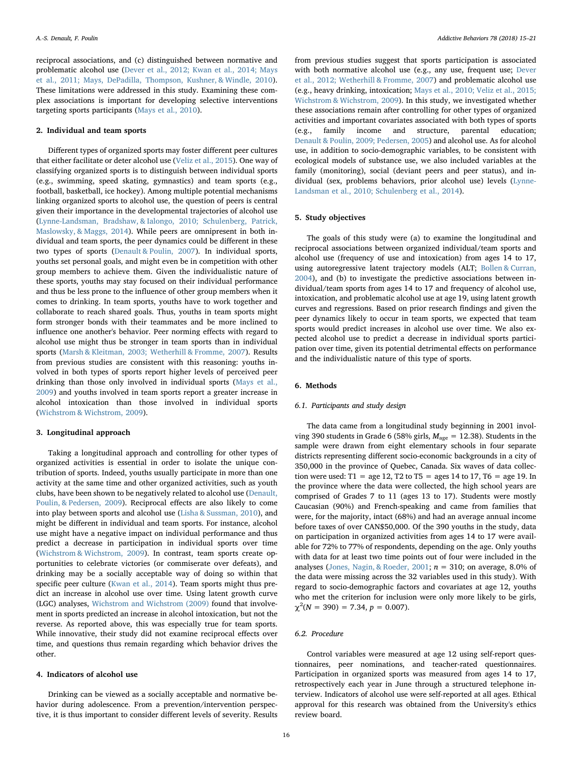reciprocal associations, and (c) distinguished between normative and problematic alcohol use (Dever et al., 2012; Kwan et al., 2014; Mays et al., 2011; Mays, DePadilla, Thompson, Kushner, & Windle, 2010). These limitations were addressed in this study. Examining these complex associations is important for developing selective interventions targeting sports participants (Mays et al., 2010).

## 2. Individual and team sports

Different types of organized sports may foster different peer cultures that either facilitate or deter alcohol use (Veliz et al., 2015). One way of classifying organized sports is to distinguish between individual sports (e.g., swimming, speed skating, gymnastics) and team sports (e.g., football, basketball, ice hockey). Among multiple potential mechanisms linking organized sports to alcohol use, the question of peers is central given their importance in the developmental trajectories of alcohol use (Lynne-Landsman, Bradshaw, & Ialongo, 2010; Schulenberg, Patrick, Maslowsky, & Maggs, 2014). While peers are omnipresent in both individual and team sports, the peer dynamics could be different in these two types of sports (Denault & Poulin, 2007). In individual sports, youths set personal goals, and might even be in competition with other group members to achieve them. Given the individualistic nature of these sports, youths may stay focused on their individual performance and thus be less prone to the influence of other group members when it comes to drinking. In team sports, youths have to work together and collaborate to reach shared goals. Thus, youths in team sports might form stronger bonds with their teammates and be more inclined to influence one another's behavior. Peer norming effects with regard to alcohol use might thus be stronger in team sports than in individual sports (Marsh & Kleitman, 2003; Wetherill & Fromme, 2007). Results from previous studies are consistent with this reasoning: youths involved in both types of sports report higher levels of perceived peer drinking than those only involved in individual sports (Mays et al., 2009) and youths involved in team sports report a greater increase in alcohol intoxication than those involved in individual sports (Wichstrom & Wichstrom, 2009).

## 3. Longitudinal approach

Taking a longitudinal approach and controlling for other types of organized activities is essential in order to isolate the unique contribution of sports. Indeed, youths usually participate in more than one activity at the same time and other organized activities, such as youth clubs, have been shown to be negatively related to alcohol use (Denault, Poulin, & Pedersen, 2009). Reciprocal effects are also likely to come into play between sports and alcohol use (Lisha & Sussman, 2010), and might be different in individual and team sports. For instance, alcohol use might have a negative impact on individual performance and thus predict a decrease in participation in individual sports over time (Wichstrom & Wichstrom, 2009). In contrast, team sports create opportunities to celebrate victories (or commiserate over defeats), and drinking may be a socially acceptable way of doing so within that specific peer culture (Kwan et al., 2014). Team sports might thus predict an increase in alcohol use over time. Using latent growth curve (LGC) analyses, Wichstrom and Wichstrom (2009) found that involvement in sports predicted an increase in alcohol intoxication, but not the reverse. As reported above, this was especially true for team sports. While innovative, their study did not examine reciprocal effects over time, and questions thus remain regarding which behavior drives the other.

## 4. Indicators of alcohol use

Drinking can be viewed as a socially acceptable and normative behavior during adolescence. From a prevention/intervention perspective, it is thus important to consider different levels of severity. Results from previous studies suggest that sports participation is associated with both normative alcohol use (e.g., any use, frequent use; Dever et al., 2012; Wetherill & Fromme, 2007) and problematic alcohol use (e.g., heavy drinking, intoxication; Mays et al., 2010; Veliz et al., 2015; Wichstrom & Wichstrom, 2009). In this study, we investigated whether these associations remain after controlling for other types of organized activities and important covariates associated with both types of sports (e.g., family income and structure, parental education; Denault & Poulin, 2009; Pedersen, 2005) and alcohol use. As for alcohol use, in addition to socio-demographic variables, to be consistent with ecological models of substance use, we also included variables at the family (monitoring), social (deviant peers and peer status), and individual (sex, problems behaviors, prior alcohol use) levels (Lynne-Landsman et al., 2010; Schulenberg et al., 2014).

## 5. Study objectives

The goals of this study were (a) to examine the longitudinal and reciprocal associations between organized individual/team sports and alcohol use (frequency of use and intoxication) from ages 14 to 17, using autoregressive latent trajectory models (ALT; Bollen & Curran, 2004), and (b) to investigate the predictive associations between individual/team sports from ages 14 to 17 and frequency of alcohol use, intoxication, and problematic alcohol use at age 19, using latent growth curves and regressions. Based on prior research findings and given the peer dynamics likely to occur in team sports, we expected that team sports would predict increases in alcohol use over time. We also expected alcohol use to predict a decrease in individual sports participation over time, given its potential detrimental effects on performance and the individualistic nature of this type of sports.

## 6. Methods

### 6.1. Participants and study design

The data came from a longitudinal study beginning in 2001 involving 390 students in Grade 6 (58% girls, $M_{\text{age}} = 12.38$). Students in the sample were drawn from eight elementary schools in four separate districts representing different socio-economic backgrounds in a city of 350,000 in the province of Quebec, Canada. Six waves of data collection were used: T1 = age 12, T2 to T5 = ages 14 to 17, T6 = age 19. In the province where the data were collected, the high school years are comprised of Grades 7 to 11 (ages 13 to 17). Students were mostly Caucasian (90%) and French-speaking and came from families that were, for the majority, intact (68%) and had an average annual income before taxes of over CAN$50,000. Of the 390 youths in the study, data on participation in organized activities from ages 14 to 17 were available for 72% to 77% of respondents, depending on the age. Only youths with data for at least two time points out of four were included in the analyses (Jones, Nagin, & Roeder, 2001; $n = 310$; on average, 8.0% of the data were missing across the 32 variables used in this study). With regard to socio-demographic factors and covariates at age 12, youths who met the criterion for inclusion were only more likely to be girls, $\chi^2(N = 390) = 7.34$, $p = 0.007$).

### 6.2. Procedure

Control variables were measured at age 12 using self-report questionnaires, peer nominations, and teacher-rated questionnaires. Participation in organized sports was measured from ages 14 to 17, retrospectively each year in June through a structured telephone interview. Indicators of alcohol use were self-reported at all ages. Ethical approval for this research was obtained from the University's ethics review board.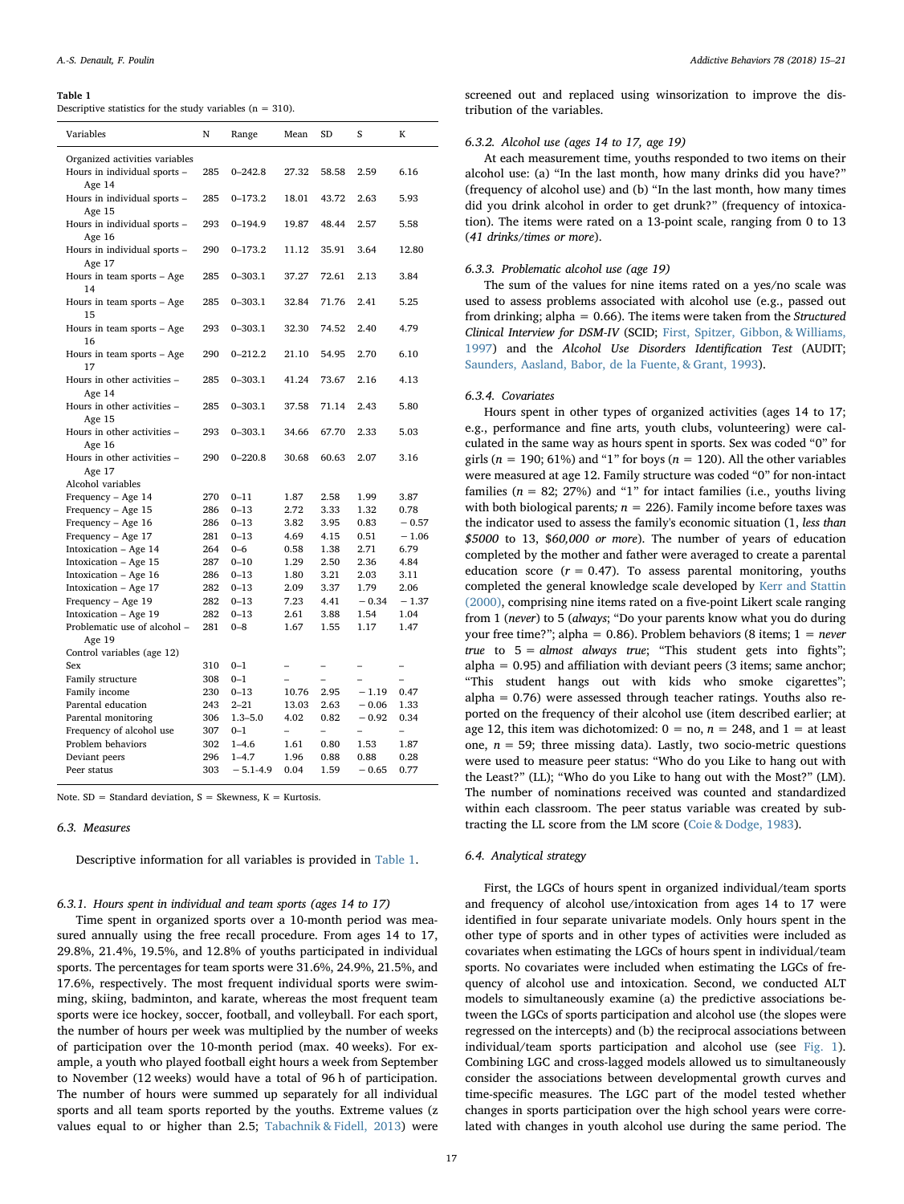**Table 1**
Descriptive statistics for the study variables (n = 310).

| Variables | N | Range | Mean | SD | S | K |
|---|---|---|---|---|---|---|
| Organized activities variables | | | | | | |
| Hours in individual sports – Age 14 | 285 | 0–242.8 | 27.32 | 58.58 | 2.59 | 6.16 |
| Hours in individual sports – Age 15 | 285 | 0–173.2 | 18.01 | 43.72 | 2.63 | 5.93 |
| Hours in individual sports – Age 16 | 293 | 0–194.9 | 19.87 | 48.44 | 2.57 | 5.58 |
| Hours in individual sports – Age 17 | 290 | 0–173.2 | 11.12 | 35.91 | 3.64 | 12.80 |
| Hours in team sports – Age 14 | 285 | 0–303.1 | 37.27 | 72.61 | 2.13 | 3.84 |
| Hours in team sports – Age 15 | 285 | 0–303.1 | 32.84 | 71.76 | 2.41 | 5.25 |
| Hours in team sports – Age 16 | 293 | 0–303.1 | 32.30 | 74.52 | 2.40 | 4.79 |
| Hours in team sports – Age 17 | 290 | 0–212.2 | 21.10 | 54.95 | 2.70 | 6.10 |
| Hours in other activities – Age 14 | 285 | 0–303.1 | 41.24 | 73.67 | 2.16 | 4.13 |
| Hours in other activities – Age 15 | 285 | 0–303.1 | 37.58 | 71.14 | 2.43 | 5.80 |
| Hours in other activities – Age 16 | 293 | 0–303.1 | 34.66 | 67.70 | 2.33 | 5.03 |
| Hours in other activities – Age 17 | 290 | 0–220.8 | 30.68 | 60.63 | 2.07 | 3.16 |
| Alcohol variables | | | | | | |
| Frequency – Age 14 | 270 | 0–11 | 1.87 | 2.58 | 1.99 | 3.87 |
| Frequency – Age 15 | 286 | 0–13 | 2.72 | 3.33 | 1.32 | 0.78 |
| Frequency – Age 16 | 286 | 0–13 | 3.82 | 3.95 | 0.83 | −0.57 |
| Frequency – Age 17 | 281 | 0–13 | 4.69 | 4.15 | 0.51 | −1.06 |
| Intoxication – Age 14 | 264 | 0–6 | 0.58 | 1.38 | 2.71 | 6.79 |
| Intoxication – Age 15 | 287 | 0–10 | 1.29 | 2.50 | 2.36 | 4.84 |
| Intoxication – Age 16 | 286 | 0–13 | 1.80 | 3.21 | 2.03 | 3.11 |
| Intoxication – Age 17 | 282 | 0–13 | 2.09 | 3.37 | 1.79 | 2.06 |
| Frequency – Age 19 | 282 | 0–13 | 7.23 | 4.41 | −0.34 | −1.37 |
| Intoxication – Age 19 | 282 | 0–13 | 2.61 | 3.88 | 1.54 | 1.04 |
| Problematic use of alcohol – Age 19 | 281 | 0–8 | 1.67 | 1.55 | 1.17 | 1.47 |
| Control variables (age 12) | | | | | | |
| Sex | 310 | 0–1 | – | – | – | – |
| Family structure | 308 | 0–1 | – | – | – | – |
| Family income | 230 | 0–13 | 10.76 | 2.95 | −1.19 | 0.47 |
| Parental education | 243 | 2–21 | 13.03 | 2.63 | −0.06 | 1.33 |
| Parental monitoring | 306 | 1.3–5.0 | 4.02 | 0.82 | −0.92 | 0.34 |
| Frequency of alcohol use | 307 | 0–1 | – | – | – | – |
| Problem behaviors | 302 | 1–4.6 | 1.61 | 0.80 | 1.53 | 1.87 |
| Deviant peers | 296 | 1–4.7 | 1.96 | 0.88 | 0.88 | 0.28 |
| Peer status | 303 | −5.1-4.9 | 0.04 | 1.59 | −0.65 | 0.77 |

Note. SD = Standard deviation, S = Skewness, K = Kurtosis.

### 6.3. Measures

Descriptive information for all variables is provided in Table 1.

#### 6.3.1. Hours spent in individual and team sports (ages 14 to 17)

Time spent in organized sports over a 10-month period was measured annually using the free recall procedure. From ages 14 to 17, 29.8%, 21.4%, 19.5%, and 12.8% of youths participated in individual sports. The percentages for team sports were 31.6%, 24.9%, 21.5%, and 17.6%, respectively. The most frequent individual sports were swimming, skiing, badminton, and karate, whereas the most frequent team sports were ice hockey, soccer, football, and volleyball. For each sport, the number of hours per week was multiplied by the number of weeks of participation over the 10-month period (max. 40 weeks). For example, a youth who played football eight hours a week from September to November (12 weeks) would have a total of 96 h of participation. The number of hours were summed up separately for all individual sports and all team sports reported by the youths. Extreme values (z values equal to or higher than 2.5; Tabachnik & Fidell, 2013) were screened out and replaced using winsorization to improve the distribution of the variables.

#### 6.3.2. Alcohol use (ages 14 to 17, age 19)

At each measurement time, youths responded to two items on their alcohol use: (a) "In the last month, how many drinks did you have?" (frequency of alcohol use) and (b) "In the last month, how many times did you drink alcohol in order to get drunk?" (frequency of intoxication). The items were rated on a 13-point scale, ranging from 0 to 13 (*41 drinks/times or more*).

#### 6.3.3. Problematic alcohol use (age 19)

The sum of the values for nine items rated on a yes/no scale was used to assess problems associated with alcohol use (e.g., passed out from drinking; alpha = 0.66). The items were taken from the *Structured Clinical Interview for DSM-IV* (SCID; First, Spitzer, Gibbon, & Williams, 1997) and the *Alcohol Use Disorders Identification Test* (AUDIT; Saunders, Aasland, Babor, de la Fuente, & Grant, 1993).

#### 6.3.4. Covariates

Hours spent in other types of organized activities (ages 14 to 17; e.g., performance and fine arts, youth clubs, volunteering) were calculated in the same way as hours spent in sports. Sex was coded "0" for girls (n = 190; 61%) and "1" for boys (n = 120). All the other variables were measured at age 12. Family structure was coded "0" for non-intact families (n = 82; 27%) and "1" for intact families (i.e., youths living with both biological parents; n = 226). Family income before taxes was the indicator used to assess the family's economic situation (1, *less than $5000* to 13, *$60,000 or more*). The number of years of education completed by the mother and father were averaged to create a parental education score (r = 0.47). To assess parental monitoring, youths completed the general knowledge scale developed by Kerr and Stattin (2000), comprising nine items rated on a five-point Likert scale ranging from 1 (*never*) to 5 (*always*; "Do your parents know what you do during your free time?"; alpha = 0.86). Problem behaviors (8 items; 1 = *never true* to 5 = *almost always true*; "This student gets into fights"; alpha = 0.95) and affiliation with deviant peers (3 items; same anchor; "This student hangs out with kids who smoke cigarettes"; alpha = 0.76) were assessed through teacher ratings. Youths also reported on the frequency of their alcohol use (item described earlier; at age 12, this item was dichotomized: 0 = no, n = 248, and 1 = at least one, n = 59; three missing data). Lastly, two socio-metric questions were used to measure peer status: "Who do you Like to hang out with the Least?" (LL); "Who do you Like to hang out with the Most?" (LM). The number of nominations received was counted and standardized within each classroom. The peer status variable was created by subtracting the LL score from the LM score (Coie & Dodge, 1983).

### 6.4. Analytical strategy

First, the LGCs of hours spent in organized individual/team sports and frequency of alcohol use/intoxication from ages 14 to 17 were identified in four separate univariate models. Only hours spent in the other type of sports and in other types of activities were included as covariates when estimating the LGCs of hours spent in individual/team sports. No covariates were included when estimating the LGCs of frequency of alcohol use and intoxication. Second, we conducted ALT models to simultaneously examine (a) the predictive associations between the LGCs of sports participation and alcohol use (the slopes were regressed on the intercepts) and (b) the reciprocal associations between individual/team sports participation and alcohol use (see Fig. 1). Combining LGC and cross-lagged models allowed us to simultaneously consider the associations between developmental growth curves and time-specific measures. The LGC part of the model tested whether changes in sports participation over the high school years were correlated with changes in youth alcohol use during the same period. The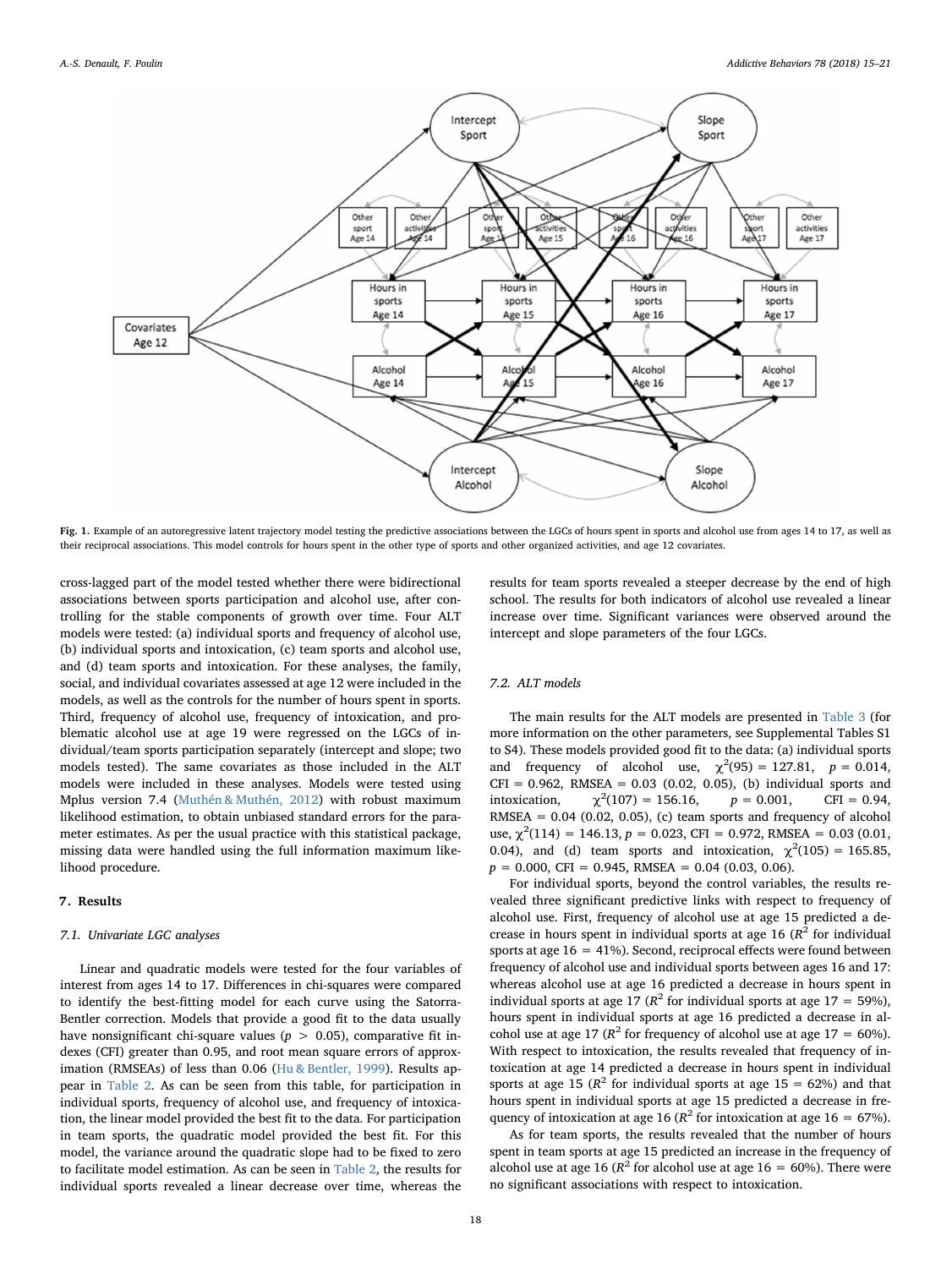**Fig. 1.** Example of an autoregressive latent trajectory model testing the predictive associations between the LGCs of hours spent in sports and alcohol use from ages 14 to 17, as well as their reciprocal associations. This model controls for hours spent in the other type of sports and other organized activities, and age 12 covariates.

cross-lagged part of the model tested whether there were bidirectional associations between sports participation and alcohol use, after controlling for the stable components of growth over time. Four ALT models were tested: (a) individual sports and frequency of alcohol use, (b) individual sports and intoxication, (c) team sports and alcohol use, and (d) team sports and intoxication. For these analyses, the family, social, and individual covariates assessed at age 12 were included in the models, as well as the controls for the number of hours spent in sports. Third, frequency of alcohol use, frequency of intoxication, and problematic alcohol use at age 19 were regressed on the LGCs of individual/team sports participation separately (intercept and slope; two models tested). The same covariates as those included in the ALT models were included in these analyses. Models were tested using Mplus version 7.4 (Muthén & Muthén, 2012) with robust maximum likelihood estimation, to obtain unbiased standard errors for the parameter estimates. As per the usual practice with this statistical package, missing data were handled using the full information maximum likelihood procedure.

## 7. Results

### 7.1. Univariate LGC analyses

Linear and quadratic models were tested for the four variables of interest from ages 14 to 17. Differences in chi-squares were compared to identify the best-fitting model for each curve using the Satorra-Bentler correction. Models that provide a good fit to the data usually have nonsignificant chi-square values ($p > 0.05$), comparative fit indexes (CFI) greater than 0.95, and root mean square errors of approximation (RMSEAs) of less than 0.06 (Hu & Bentler, 1999). Results appear in Table 2. As can be seen from this table, for participation in individual sports, frequency of alcohol use, and frequency of intoxication, the linear model provided the best fit to the data. For participation in team sports, the quadratic model provided the best fit. For this model, the variance around the quadratic slope had to be fixed to zero to facilitate model estimation. As can be seen in Table 2, the results for individual sports revealed a linear decrease over time, whereas the results for team sports revealed a steeper decrease by the end of high school. The results for both indicators of alcohol use revealed a linear increase over time. Significant variances were observed around the intercept and slope parameters of the four LGCs.

### 7.2. ALT models

The main results for the ALT models are presented in Table 3 (for more information on the other parameters, see Supplemental Tables S1 to S4). These models provided good fit to the data: (a) individual sports and frequency of alcohol use, $\chi^2(95) = 127.81$, $p = 0.014$, CFI = 0.962, RMSEA = 0.03 (0.02, 0.05), (b) individual sports and intoxication, $\chi^2(107) = 156.16$, $p = 0.001$, CFI = 0.94, RMSEA = 0.04 (0.02, 0.05), (c) team sports and frequency of alcohol use, $\chi^2(114) = 146.13$, $p = 0.023$, CFI = 0.972, RMSEA = 0.03 (0.01, 0.04), and (d) team sports and intoxication, $\chi^2(105) = 165.85$, $p = 0.000$, CFI = 0.945, RMSEA = 0.04 (0.03, 0.06).

For individual sports, beyond the control variables, the results revealed three significant predictive links with respect to frequency of alcohol use. First, frequency of alcohol use at age 15 predicted a decrease in hours spent in individual sports at age 16 ($R^2$ for individual sports at age 16 = 41%). Second, reciprocal effects were found between frequency of alcohol use and individual sports between ages 16 and 17: whereas alcohol use at age 16 predicted a decrease in hours spent in individual sports at age 17 ($R^2$ for individual sports at age 17 = 59%), hours spent in individual sports at age 16 predicted a decrease in alcohol use at age 17 ($R^2$ for frequency of alcohol use at age 17 = 60%). With respect to intoxication, the results revealed that frequency of intoxication at age 14 predicted a decrease in hours spent in individual sports at age 15 ($R^2$ for individual sports at age 15 = 62%) and that hours spent in individual sports at age 15 predicted a decrease in frequency of intoxication at age 16 ($R^2$ for intoxication at age 16 = 67%).

As for team sports, the results revealed that the number of hours spent in team sports at age 15 predicted an increase in the frequency of alcohol use at age 16 ($R^2$ for alcohol use at age 16 = 60%). There were no significant associations with respect to intoxication.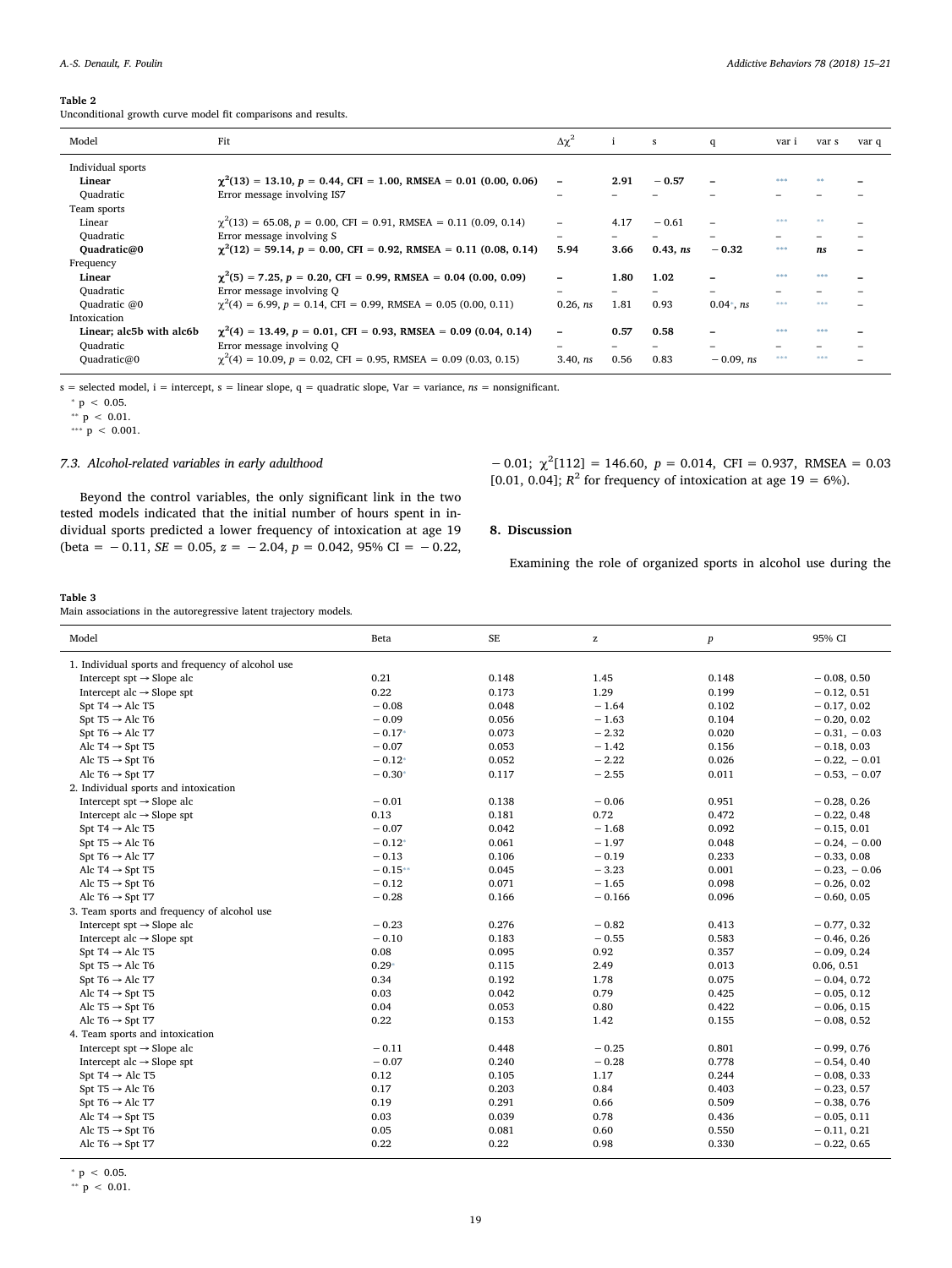**Table 2**
Unconditional growth curve model fit comparisons and results.

| Model | Fit | $\Delta\chi^2$ | i | s | q | var i | var s | var q |
|---|---|---|---|---|---|---|---|---|
| Individual sports | | | | | | | | |
| **Linear** | **$\chi^2(13) = 13.10$, $p = 0.44$, CFI = 1.00, RMSEA = 0.01 (0.00, 0.06)** | **–** | **2.91** | **−0.57** | **–** | *** | ** | **–** |
| Quadratic | Error message involving IS7 | – | – | – | – | – | – | – |
| Team sports | | | | | | | | |
| Linear | $\chi^2(13) = 65.08$, $p = 0.00$, CFI = 0.91, RMSEA = 0.11 (0.09, 0.14) | – | 4.17 | −0.61 | – | *** | ** | – |
| Quadratic | Error message involving S | – | – | – | – | – | – | – |
| **Quadratic@0** | **$\chi^2(12) = 59.14$, $p = 0.00$, CFI = 0.92, RMSEA = 0.11 (0.08, 0.14)** | **5.94** | **3.66** | **0.43, *ns*** | **−0.32** | *** | ***ns*** | **–** |
| Frequency | | | | | | | | |
| **Linear** | **$\chi^2(5) = 7.25$, $p = 0.20$, CFI = 0.99, RMSEA = 0.04 (0.00, 0.09)** | **–** | **1.80** | **1.02** | **–** | *** | *** | **–** |
| Quadratic | Error message involving Q | – | – | – | – | – | – | – |
| Quadratic @0 | $\chi^2(4) = 6.99$, $p = 0.14$, CFI = 0.99, RMSEA = 0.05 (0.00, 0.11) | 0.26, *ns* | 1.81 | 0.93 | 0.04*, *ns* | *** | *** | – |
| Intoxication | | | | | | | | |
| **Linear; alc5b with alc6b** | **$\chi^2(4) = 13.49$, $p = 0.01$, CFI = 0.93, RMSEA = 0.09 (0.04, 0.14)** | **–** | **0.57** | **0.58** | **–** | *** | *** | **–** |
| Quadratic | Error message involving Q | – | – | – | – | – | – | – |
| Quadratic@0 | $\chi^2(4) = 10.09$, $p = 0.02$, CFI = 0.95, RMSEA = 0.09 (0.03, 0.15) | 3.40, *ns* | 0.56 | 0.83 | −0.09, *ns* | *** | *** | – |

s = selected model, i = intercept, s = linear slope, q = quadratic slope, Var = variance, *ns* = nonsignificant.
\* $p < 0.05$.
\*\* $p < 0.01$.
\*\*\* $p < 0.001$.

### 7.3. Alcohol-related variables in early adulthood

Beyond the control variables, the only significant link in the two tested models indicated that the initial number of hours spent in individual sports predicted a lower frequency of intoxication at age 19 (beta = −0.11, *SE* = 0.05, *z* = −2.04, *p* = 0.042, 95% CI = −0.22, −0.01; $\chi^2[112] = 146.60$, $p = 0.014$, CFI = 0.937, RMSEA = 0.03 [0.01, 0.04]; $R^2$ for frequency of intoxication at age 19 = 6%).

## 8. Discussion

Examining the role of organized sports in alcohol use during the

**Table 3**
Main associations in the autoregressive latent trajectory models.

| Model | Beta | SE | z | *p* | 95% CI |
|---|---|---|---|---|---|
| 1. Individual sports and frequency of alcohol use | | | | | |
| Intercept spt → Slope alc | 0.21 | 0.148 | 1.45 | 0.148 | −0.08, 0.50 |
| Intercept alc → Slope spt | 0.22 | 0.173 | 1.29 | 0.199 | −0.12, 0.51 |
| Spt T4 → Alc T5 | −0.08 | 0.048 | −1.64 | 0.102 | −0.17, 0.02 |
| Spt T5 → Alc T6 | −0.09 | 0.056 | −1.63 | 0.104 | −0.20, 0.02 |
| Spt T6 → Alc T7 | −0.17* | 0.073 | −2.32 | 0.020 | −0.31, −0.03 |
| Alc T4 → Spt T5 | −0.07 | 0.053 | −1.42 | 0.156 | −0.18, 0.03 |
| Alc T5 → Spt T6 | −0.12* | 0.052 | −2.22 | 0.026 | −0.22, −0.01 |
| Alc T6 → Spt T7 | −0.30* | 0.117 | −2.55 | 0.011 | −0.53, −0.07 |
| 2. Individual sports and intoxication | | | | | |
| Intercept spt → Slope alc | −0.01 | 0.138 | −0.06 | 0.951 | −0.28, 0.26 |
| Intercept alc → Slope spt | 0.13 | 0.181 | 0.72 | 0.472 | −0.22, 0.48 |
| Spt T4 → Alc T5 | −0.07 | 0.042 | −1.68 | 0.092 | −0.15, 0.01 |
| Spt T5 → Alc T6 | −0.12* | 0.061 | −1.97 | 0.048 | −0.24, −0.00 |
| Spt T6 → Alc T7 | −0.13 | 0.106 | −0.19 | 0.233 | −0.33, 0.08 |
| Alc T4 → Spt T5 | −0.15** | 0.045 | −3.23 | 0.001 | −0.23, −0.06 |
| Alc T5 → Spt T6 | −0.12 | 0.071 | −1.65 | 0.098 | −0.26, 0.02 |
| Alc T6 → Spt T7 | −0.28 | 0.166 | −0.166 | 0.096 | −0.60, 0.05 |
| 3. Team sports and frequency of alcohol use | | | | | |
| Intercept spt → Slope alc | −0.23 | 0.276 | −0.82 | 0.413 | −0.77, 0.32 |
| Intercept alc → Slope spt | −0.10 | 0.183 | −0.55 | 0.583 | −0.46, 0.26 |
| Spt T4 → Alc T5 | 0.08 | 0.095 | 0.92 | 0.357 | −0.09, 0.24 |
| Spt T5 → Alc T6 | 0.29* | 0.115 | 2.49 | 0.013 | 0.06, 0.51 |
| Spt T6 → Alc T7 | 0.34 | 0.192 | 1.78 | 0.075 | −0.04, 0.72 |
| Alc T4 → Spt T5 | 0.03 | 0.042 | 0.79 | 0.425 | −0.05, 0.12 |
| Alc T5 → Spt T6 | 0.04 | 0.053 | 0.80 | 0.422 | −0.06, 0.15 |
| Alc T6 → Spt T7 | 0.22 | 0.153 | 1.42 | 0.155 | −0.08, 0.52 |
| 4. Team sports and intoxication | | | | | |
| Intercept spt → Slope alc | −0.11 | 0.448 | −0.25 | 0.801 | −0.99, 0.76 |
| Intercept alc → Slope spt | −0.07 | 0.240 | −0.28 | 0.778 | −0.54, 0.40 |
| Spt T4 → Alc T5 | 0.12 | 0.105 | 1.17 | 0.244 | −0.08, 0.33 |
| Spt T5 → Alc T6 | 0.17 | 0.203 | 0.84 | 0.403 | −0.23, 0.57 |
| Spt T6 → Alc T7 | 0.19 | 0.291 | 0.66 | 0.509 | −0.38, 0.76 |
| Alc T4 → Spt T5 | 0.03 | 0.039 | 0.78 | 0.436 | −0.05, 0.11 |
| Alc T5 → Spt T6 | 0.05 | 0.081 | 0.60 | 0.550 | −0.11, 0.21 |
| Alc T6 → Spt T7 | 0.22 | 0.22 | 0.98 | 0.330 | −0.22, 0.65 |

\* $p < 0.05$.
\*\* $p < 0.01$.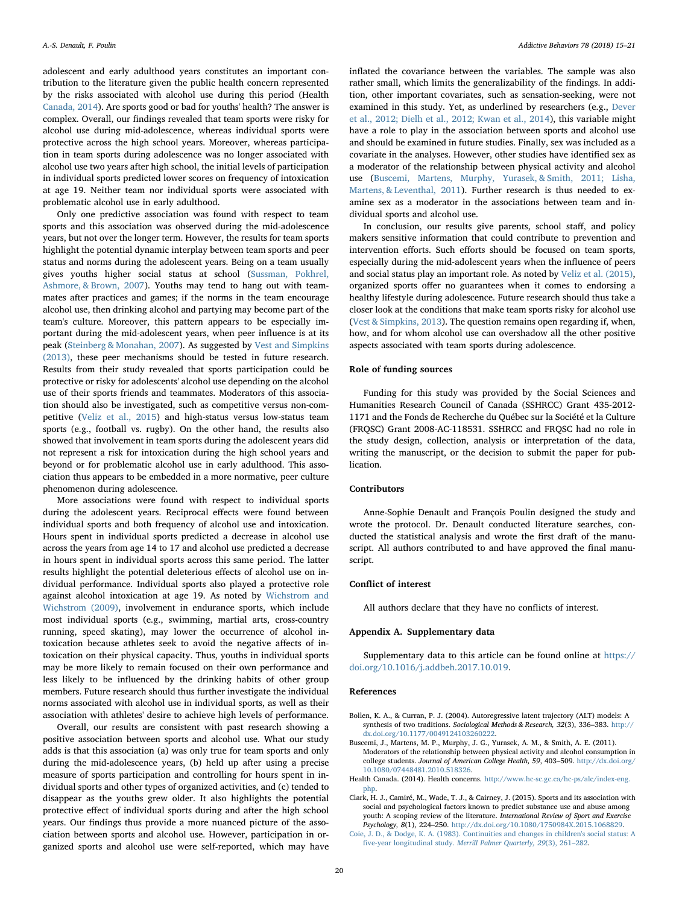adolescent and early adulthood years constitutes an important contribution to the literature given the public health concern represented by the risks associated with alcohol use during this period (Health Canada, 2014). Are sports good or bad for youths' health? The answer is complex. Overall, our findings revealed that team sports were risky for alcohol use during mid-adolescence, whereas individual sports were protective across the high school years. Moreover, whereas participation in team sports during adolescence was no longer associated with alcohol use two years after high school, the initial levels of participation in individual sports predicted lower scores on frequency of intoxication at age 19. Neither team nor individual sports were associated with problematic alcohol use in early adulthood.

Only one predictive association was found with respect to team sports and this association was observed during the mid-adolescence years, but not over the longer term. However, the results for team sports highlight the potential dynamic interplay between team sports and peer status and norms during the adolescent years. Being on a team usually gives youths higher social status at school (Sussman, Pokhrel, Ashmore, & Brown, 2007). Youths may tend to hang out with teammates after practices and games; if the norms in the team encourage alcohol use, then drinking alcohol and partying may become part of the team's culture. Moreover, this pattern appears to be especially important during the mid-adolescent years, when peer influence is at its peak (Steinberg & Monahan, 2007). As suggested by Vest and Simpkins (2013), these peer mechanisms should be tested in future research. Results from their study revealed that sports participation could be protective or risky for adolescents' alcohol use depending on the alcohol use of their sports friends and teammates. Moderators of this association should also be investigated, such as competitive versus non-competitive (Veliz et al., 2015) and high-status versus low-status team sports (e.g., football vs. rugby). On the other hand, the results also showed that involvement in team sports during the adolescent years did not represent a risk for intoxication during the high school years and beyond or for problematic alcohol use in early adulthood. This association thus appears to be embedded in a more normative, peer culture phenomenon during adolescence.

More associations were found with respect to individual sports during the adolescent years. Reciprocal effects were found between individual sports and both frequency of alcohol use and intoxication. Hours spent in individual sports predicted a decrease in alcohol use across the years from age 14 to 17 and alcohol use predicted a decrease in hours spent in individual sports across this same period. The latter results highlight the potential deleterious effects of alcohol use on individual performance. Individual sports also played a protective role against alcohol intoxication at age 19. As noted by Wichstrom and Wichstrom (2009), involvement in endurance sports, which include most individual sports (e.g., swimming, martial arts, cross-country running, speed skating), may lower the occurrence of alcohol intoxication because athletes seek to avoid the negative affects of intoxication on their physical capacity. Thus, youths in individual sports may be more likely to remain focused on their own performance and less likely to be influenced by the drinking habits of other group members. Future research should thus further investigate the individual norms associated with alcohol use in individual sports, as well as their association with athletes' desire to achieve high levels of performance.

Overall, our results are consistent with past research showing a positive association between sports and alcohol use. What our study adds is that this association (a) was only true for team sports and only during the mid-adolescence years, (b) held up after using a precise measure of sports participation and controlling for hours spent in individual sports and other types of organized activities, and (c) tended to disappear as the youths grew older. It also highlights the potential protective effect of individual sports during and after the high school years. Our findings thus provide a more nuanced picture of the association between sports and alcohol use. However, participation in organized sports and alcohol use were self-reported, which may have inflated the covariance between the variables. The sample was also rather small, which limits the generalizability of the findings. In addition, other important covariates, such as sensation-seeking, were not examined in this study. Yet, as underlined by researchers (e.g., Dever et al., 2012; Dielh et al., 2012; Kwan et al., 2014), this variable might have a role to play in the association between sports and alcohol use and should be examined in future studies. Finally, sex was included as a covariate in the analyses. However, other studies have identified sex as a moderator of the relationship between physical activity and alcohol use (Buscemi, Martens, Murphy, Yurasek, & Smith, 2011; Lisha, Martens, & Leventhal, 2011). Further research is thus needed to examine sex as a moderator in the associations between team and individual sports and alcohol use.

In conclusion, our results give parents, school staff, and policy makers sensitive information that could contribute to prevention and intervention efforts. Such efforts should be focused on team sports, especially during the mid-adolescent years when the influence of peers and social status play an important role. As noted by Veliz et al. (2015), organized sports offer no guarantees when it comes to endorsing a healthy lifestyle during adolescence. Future research should thus take a closer look at the conditions that make team sports risky for alcohol use (Vest & Simpkins, 2013). The question remains open regarding if, when, how, and for whom alcohol use can overshadow all the other positive aspects associated with team sports during adolescence.

## Role of funding sources

Funding for this study was provided by the Social Sciences and Humanities Research Council of Canada (SSHRCC) Grant 435-2012-1171 and the Fonds de Recherche du Québec sur la Société et la Culture (FRQSC) Grant 2008-AC-118531. SSHRCC and FRQSC had no role in the study design, collection, analysis or interpretation of the data, writing the manuscript, or the decision to submit the paper for publication.

## Contributors

Anne-Sophie Denault and François Poulin designed the study and wrote the protocol. Dr. Denault conducted literature searches, conducted the statistical analysis and wrote the first draft of the manuscript. All authors contributed to and have approved the final manuscript.

## Conflict of interest

All authors declare that they have no conflicts of interest.

## Appendix A. Supplementary data

Supplementary data to this article can be found online at https://doi.org/10.1016/j.addbeh.2017.10.019.

## References

Bollen, K. A., & Curran, P. J. (2004). Autoregressive latent trajectory (ALT) models: A synthesis of two traditions. *Sociological Methods & Research, 32*(3), 336–383. http://dx.doi.org/10.1177/0049124103260222.

Buscemi, J., Martens, M. P., Murphy, J. G., Yurasek, A. M., & Smith, A. E. (2011). Moderators of the relationship between physical activity and alcohol consumption in college students. *Journal of American College Health, 59*, 403–509. http://dx.doi.org/10.1080/07448481.2010.518326.

Health Canada. (2014). Health concerns. http://www.hc-sc.gc.ca/hc-ps/alc/index-eng.php.

Clark, H. J., Camiré, M., Wade, T. J., & Cairney, J. (2015). Sports and its association with social and psychological factors known to predict substance use and abuse among youth: A scoping review of the literature. *International Review of Sport and Exercise Psychology, 8*(1), 224–250. http://dx.doi.org/10.1080/1750984X.2015.1068829.

Coie, J. D., & Dodge, K. A. (1983). Continuities and changes in children's social status: A five-year longitudinal study. *Merrill Palmer Quarterly, 29*(3), 261–282.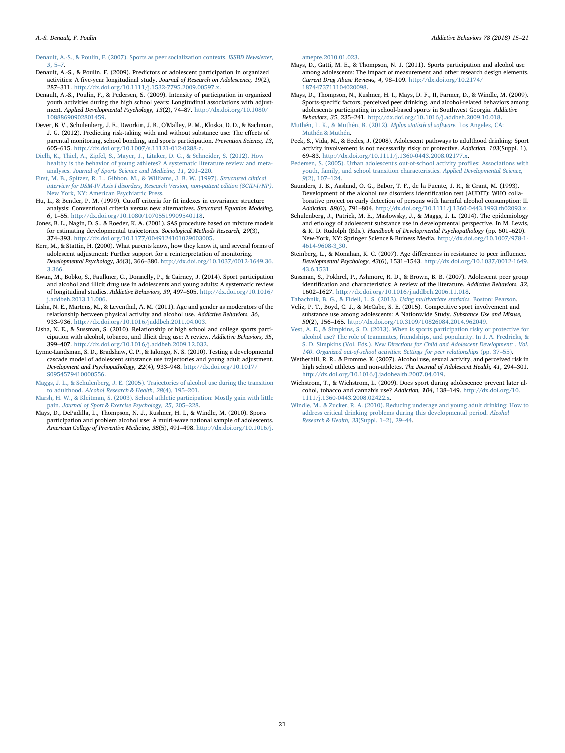Denault, A.-S., & Poulin, F. (2007). Sports as peer socialization contexts. *ISSBD Newsletter, 3*, 5–7.

Denault, A.-S., & Poulin, F. (2009). Predictors of adolescent participation in organized activities: A five-year longitudinal study. *Journal of Research on Adolescence, 19*(2), 287–311. http://dx.doi.org/10.1111/j.1532-7795.2009.00597.x.

Denault, A.-S., Poulin, F., & Pedersen, S. (2009). Intensity of participation in organized youth activities during the high school years: Longitudinal associations with adjustment. *Applied Developmental Psychology, 13*(2), 74–87. http://dx.doi.org/10.1080/10888690902801459.

Dever, B. V., Schulenberg, J. E., Dworkin, J. B., O'Malley, P. M., Kloska, D. D., & Bachman, J. G. (2012). Predicting risk-taking with and without substance use: The effects of parental monitoring, school bonding, and sports participation. *Prevention Science, 13*, 605–615. http://dx.doi.org/10.1007/s.11121-012-0288-z.

Dielh, K., Thiel, A., Zipfel, S., Mayer, J., Litaker, D. G., & Schneider, S. (2012). How healthy is the behavior of young athletes? A systematic literature review and meta-analyses. *Journal of Sports Science and Medicine, 11*, 201–220.

First, M. B., Spitzer, R. L., Gibbon, M., & Williams, J. B. W. (1997). *Structured clinical interview for DSM-IV Axis I disorders, Research Version, non-patient edition (SCID-I/NP)*. New York, NY: American Psychiatric Press.

Hu, L., & Bentler, P. M. (1999). Cutoff criteria for fit indexes in covariance structure analysis: Conventional criteria versus new alternatives. *Structural Equation Modeling, 6*, 1–55. http://dx.doi.org/10.1080/10705519909540118.

Jones, B. L., Nagin, D. S., & Roeder, K. A. (2001). SAS procedure based on mixture models for estimating developmental trajectories. *Sociological Methods Research, 29*(3), 374–393. http://dx.doi.org/10.1177/0049124101029003005.

Kerr, M., & Stattin, H. (2000). What parents know, how they know it, and several forms of adolescent adjustment: Further support for a reinterpretation of monitoring. *Developmental Psychology, 36*(3), 366–380. http://dx.doi.org/10.1037/0012-1649.36.3.366.

Kwan, M., Bobko, S., Faulkner, G., Donnelly, P., & Cairney, J. (2014). Sport participation and alcohol and illicit drug use in adolescents and young adults: A systematic review of longitudinal studies. *Addictive Behaviors, 39*, 497–605. http://dx.doi.org/10.1016/j.addbeh.2013.11.006.

Lisha, N. E., Martens, M., & Leventhal, A. M. (2011). Age and gender as moderators of the relationship between physical activity and alcohol use. *Addictive Behaviors, 36*, 933–936. http://dx.doi.org/10.1016/jaddbeh.2011.04.003.

Lisha, N. E., & Sussman, S. (2010). Relationship of high school and college sports participation with alcohol, tobacco, and illicit drug use: A review. *Addictive Behaviors, 35*, 399–407. http://dx.doi.org/10.1016/j.addbeh.2009.12.032.

Lynne-Landsman, S. D., Bradshaw, C. P., & Ialongo, N. S. (2010). Testing a developmental cascade model of adolescent substance use trajectories and young adult adjustment. *Development and Psychopathology, 22*(4), 933–948. http://dx.doi.org/10.1017/S0954579410000556.

Maggs, J. L., & Schulenberg, J. E. (2005). Trajectories of alcohol use during the transition to adulthood. *Alcohol Research & Health, 28*(4), 195–201.

Marsh, H. W., & Kleitman, S. (2003). School athletic participation: Mostly gain with little pain. *Journal of Sport & Exercise Psychology, 25*, 205–228.

Mays, D., DePadilla, L., Thompson, N. J., Kushner, H. I., & Windle, M. (2010). Sports participation and problem alcohol use: A multi-wave national sample of adolescents. *American College of Preventive Medicine, 38*(5), 491–498. http://dx.doi.org/10.1016/j.amepre.2010.01.023.

Mays, D., Gatti, M. E., & Thompson, N. J. (2011). Sports participation and alcohol use among adolescents: The impact of measurement and other research design elements. *Current Drug Abuse Reviews, 4*, 98–109. http://dx.doi.org/10.2174/1874473711104020098.

Mays, D., Thompson, N., Kushner, H. I., Mays, D. F., II, Farmer, D., & Windle, M. (2009). Sports-specific factors, perceived peer drinking, and alcohol-related behaviors among adolescents participating in school-based sports in Southwest Georgia. *Addictive Behaviors, 35*, 235–241. http://dx.doi.org/10.1016/j.addbeh.2009.10.018.

Muthén, L. K., & Muthén, B. (2012). *Mplus statistical software*. Los Angeles, CA: Muthén & Muthén.

Peck, S., Vida, M., & Eccles, J. (2008). Adolescent pathways to adulthood drinking: Sport activity involvement is not necessarily risky or protective. *Addiction, 103*(Suppl. 1), 69–83. http://dx.doi.org/10.1111/j.1360-0443.2008.02177.x.

Pedersen, S. (2005). Urban adolescent's out-of-school activity profiles: Associations with youth, family, and school transition characteristics. *Applied Developmental Science, 9*(2), 107–124.

Saunders, J. B., Aasland, O. G., Babor, T. F., de la Fuente, J. R., & Grant, M. (1993). Development of the alcohol use disorders identification test (AUDIT): WHO collaborative project on early detection of persons with harmful alcohol consumption: II. *Addiction, 88*(6), 791–804. http://dx.doi.org/10.1111/j.1360-0443.1993.tb02093.x.

Schulenberg, J., Patrick, M. E., Maslowsky, J., & Maggs, J. L. (2014). The epidemiology and etiology of adolescent substance use in developmental perspective. In M. Lewis, & K. D. Rudolph (Eds.). *Handbook of Developmental Psychopathology* (pp. 601–620). New-York, NY: Springer Science & Buiness Media. http://dx.doi.org/10.1007/978-1-4614-9608-3_30.

Steinberg, L., & Monahan, K. C. (2007). Age differences in resistance to peer influence. *Developmental Psychology, 43*(6), 1531–1543. http://dx.doi.org/10.1037/0012-1649.43.6.1531.

Sussman, S., Pokhrel, P., Ashmore, R. D., & Brown, B. B. (2007). Adolescent peer group identification and characteristics: A review of the literature. *Addictive Behaviors, 32*, 1602–1627. http://dx.doi.org/10.1016/j.addbeh.2006.11.018.

Tabachnik, B. G., & Fidell, L. S. (2013). *Using multivariate statistics*. Boston: Pearson.

Veliz, P. T., Boyd, C. J., & McCabe, S. E. (2015). Competitive sport involvement and substance use among adolescents: A Nationwide Study. *Substance Use and Misuse, 50*(2), 156–165. http://dx.doi.org/10.3109/10826084.2014.962049.

Vest, A. E., & Simpkins, S. D. (2013). When is sports participation risky or protective for alcohol use? The role of teammates, friendships, and popularity. In J. A. Fredricks, & S. D. Simpkins (Vol. Eds.), *New Directions for Child and Adolescent Development: . Vol. 140. Organized out-of-school activities: Settings for peer relationships* (pp. 37–55).

Wetherhill, R. R., & Fromme, K. (2007). Alcohol use, sexual activity, and perceived risk in high school athletes and non-athletes. *The Journal of Adolescent Health, 41*, 294–301. http://dx.doi.org/10.1016/j.jadohealth.2007.04.019.

Wichstrom, T., & Wichstrom, L. (2009). Does sport during adolescence prevent later alcohol, tobacco and cannabis use? *Addiction, 104*, 138–149. http://dx.doi.org/10.1111/j.1360-0443.2008.02422.x.

Windle, M., & Zucker, R. A. (2010). Reducing underage and young adult drinking: How to address critical drinking problems during this developmental period. *Alcohol Research & Health, 33*(Suppl. 1–2), 29–44.